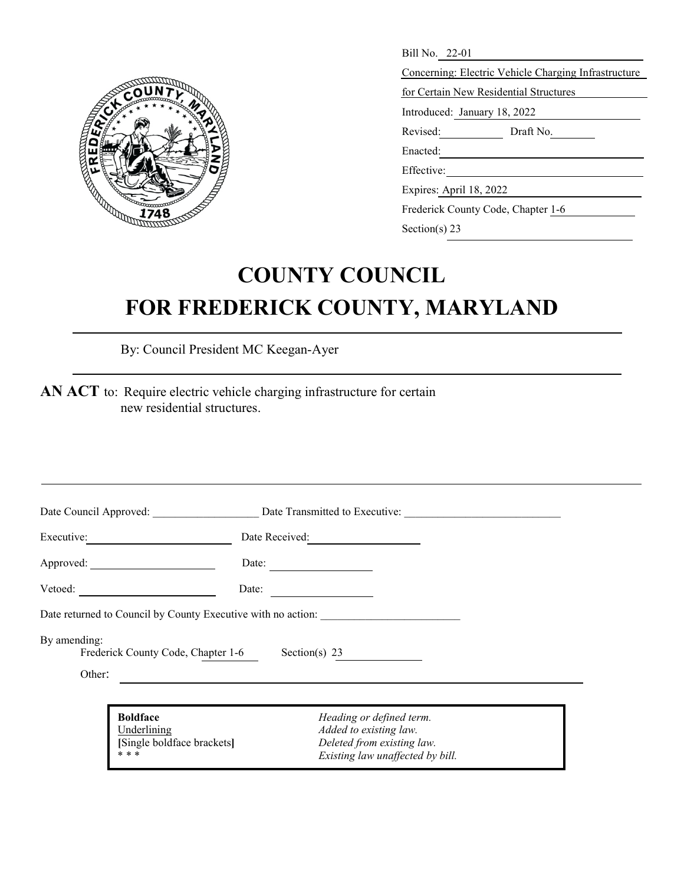Bill No. 22-01

Concerning: Electric Vehicle Charging Infrastructure for Certain New Residential Structures

Introduced: January 18, 2022

Revised: \_\_\_\_\_\_\_\_ Draft No. \_\_\_\_\_\_\_\_

Enacted: \_\_\_\_\_\_\_\_

Effective: \_\_\_\_\_\_\_\_

Expires: April 18, 2022

Frederick County Code, Chapter 1-6

Section(s) 23

# COUNTY COUNCIL
# FOR FREDERICK COUNTY, MARYLAND

By: Council President MC Keegan-Ayer

**AN ACT** to: Require electric vehicle charging infrastructure for certain new residential structures.

---

Date Council Approved: \_\_\_\_\_\_\_\_\_\_\_\_\_\_\_\_ Date Transmitted to Executive: \_\_\_\_\_\_\_\_\_\_\_\_\_\_\_\_

Executive: \_\_\_\_\_\_\_\_\_\_\_\_\_\_\_\_ Date Received: \_\_\_\_\_\_\_\_\_\_\_\_\_\_\_\_

Approved: \_\_\_\_\_\_\_\_\_\_\_\_\_\_\_\_ Date: \_\_\_\_\_\_\_\_\_\_\_\_\_\_\_\_

Vetoed: \_\_\_\_\_\_\_\_\_\_\_\_\_\_\_\_ Date: \_\_\_\_\_\_\_\_\_\_\_\_\_\_\_\_

Date returned to Council by County Executive with no action: \_\_\_\_\_\_\_\_\_\_\_\_\_\_\_\_

By amending:
Frederick County Code, Chapter 1-6 Section(s) 23

Other: \_\_\_\_\_\_\_\_\_\_\_\_\_\_\_\_

| | |
|---|---|
| **Boldface** | *Heading or defined term.* |
| Underlining | *Added to existing law.* |
| **[**Single boldface brackets**]** | *Deleted from existing law.* |
| * * * | *Existing law unaffected by bill.* |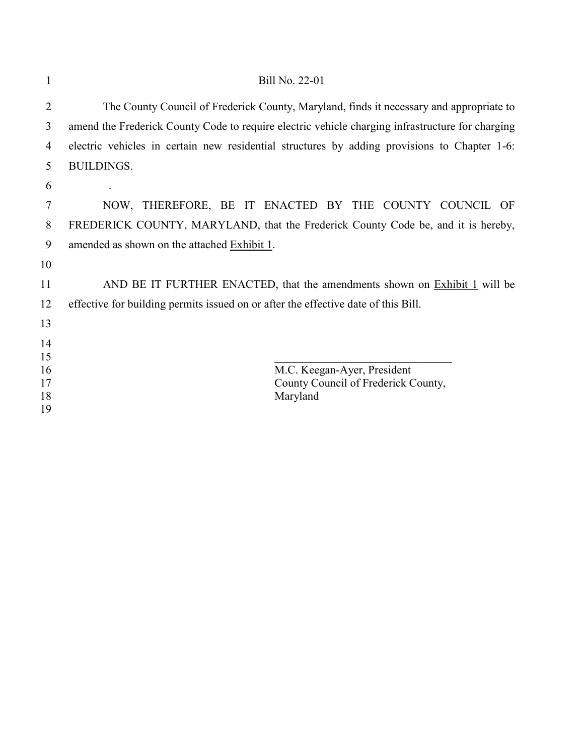Bill No. 22-01

The County Council of Frederick County, Maryland, finds it necessary and appropriate to amend the Frederick County Code to require electric vehicle charging infrastructure for charging electric vehicles in certain new residential structures by adding provisions to Chapter 1-6: BUILDINGS.

.

NOW, THEREFORE, BE IT ENACTED BY THE COUNTY COUNCIL OF FREDERICK COUNTY, MARYLAND, that the Frederick County Code be, and it is hereby, amended as shown on the attached <u>Exhibit 1</u>.

AND BE IT FURTHER ENACTED, that the amendments shown on <u>Exhibit 1</u> will be effective for building permits issued on or after the effective date of this Bill.

\_\_\_\_\_\_\_\_\_\_\_\_\_\_\_\_\_\_\_\_\_\_\_\_\_\_\_\_\_\_\_\_\_\_

M.C. Keegan-Ayer, President
County Council of Frederick County, Maryland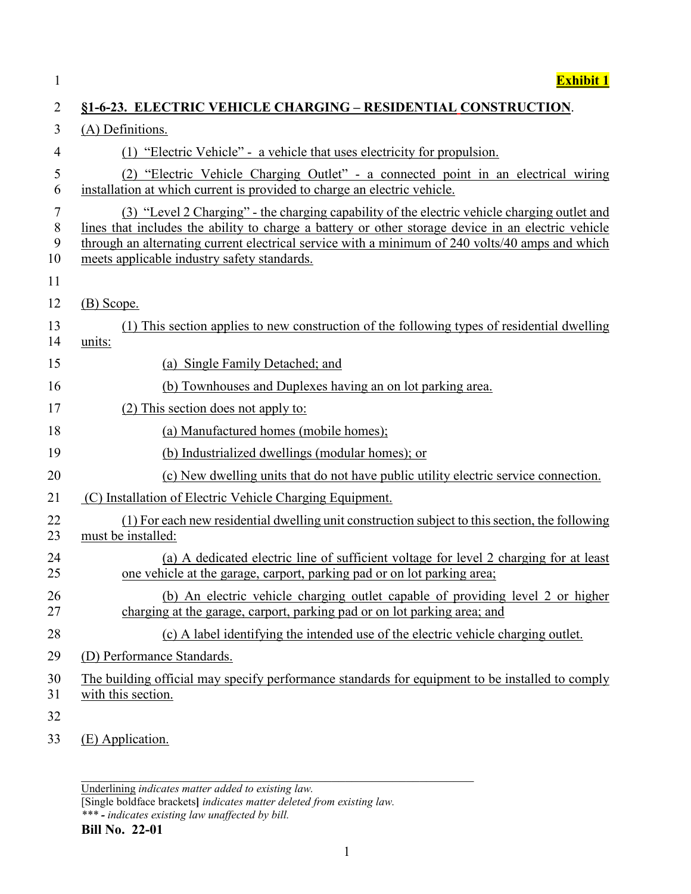**Exhibit 1**

## §1-6-23. ELECTRIC VEHICLE CHARGING – RESIDENTIAL CONSTRUCTION.

(A) Definitions.

(1) "Electric Vehicle" - a vehicle that uses electricity for propulsion.

(2) "Electric Vehicle Charging Outlet" - a connected point in an electrical wiring installation at which current is provided to charge an electric vehicle.

(3) "Level 2 Charging" - the charging capability of the electric vehicle charging outlet and lines that includes the ability to charge a battery or other storage device in an electric vehicle through an alternating current electrical service with a minimum of 240 volts/40 amps and which meets applicable industry safety standards.

(B) Scope.

(1) This section applies to new construction of the following types of residential dwelling units:

(a) Single Family Detached; and

(b) Townhouses and Duplexes having an on lot parking area.

(2) This section does not apply to:

(a) Manufactured homes (mobile homes);

(b) Industrialized dwellings (modular homes); or

(c) New dwelling units that do not have public utility electric service connection.

(C) Installation of Electric Vehicle Charging Equipment.

(1) For each new residential dwelling unit construction subject to this section, the following must be installed:

(a) A dedicated electric line of sufficient voltage for level 2 charging for at least one vehicle at the garage, carport, parking pad or on lot parking area;

(b) An electric vehicle charging outlet capable of providing level 2 or higher charging at the garage, carport, parking pad or on lot parking area; and

(c) A label identifying the intended use of the electric vehicle charging outlet.

(D) Performance Standards.

The building official may specify performance standards for equipment to be installed to comply with this section.

(E) Application.

---

Underlining *indicates matter added to existing law.*
[Single boldface brackets**]** *indicates matter deleted from existing law.*
*\*\*\* - indicates existing law unaffected by bill.*

**Bill No. 22-01**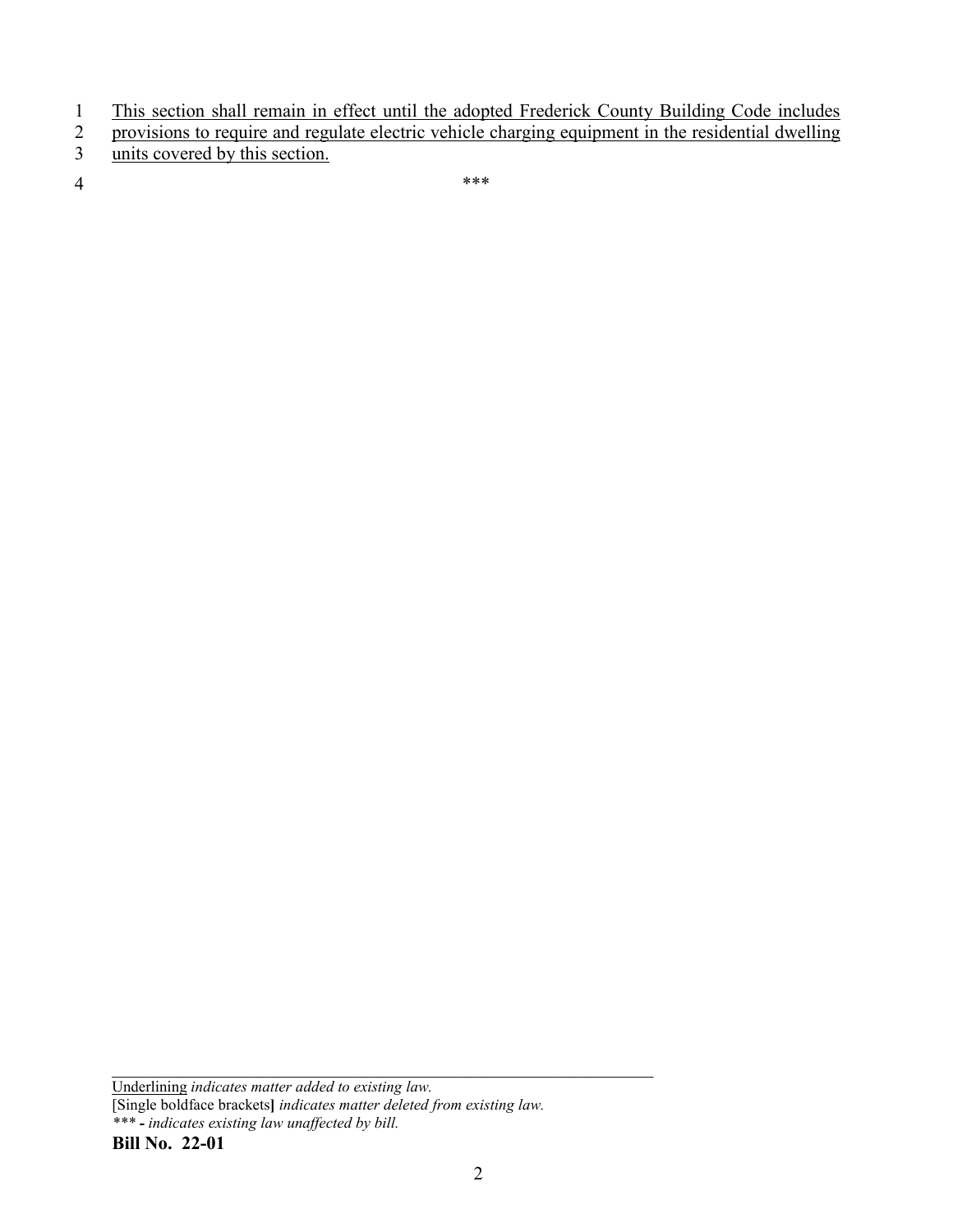1 <u>This section shall remain in effect until the adopted Frederick County Building Code includes</u>
2 <u>provisions to require and regulate electric vehicle charging equipment in the residential dwelling</u>
3 <u>units covered by this section.</u>

4 ***

---

<u>Underlining</u> *indicates matter added to existing law.*
[Single boldface brackets**]** *indicates matter deleted from existing law.*
*\*\*\* - indicates existing law unaffected by bill.*

**Bill No. 22-01**